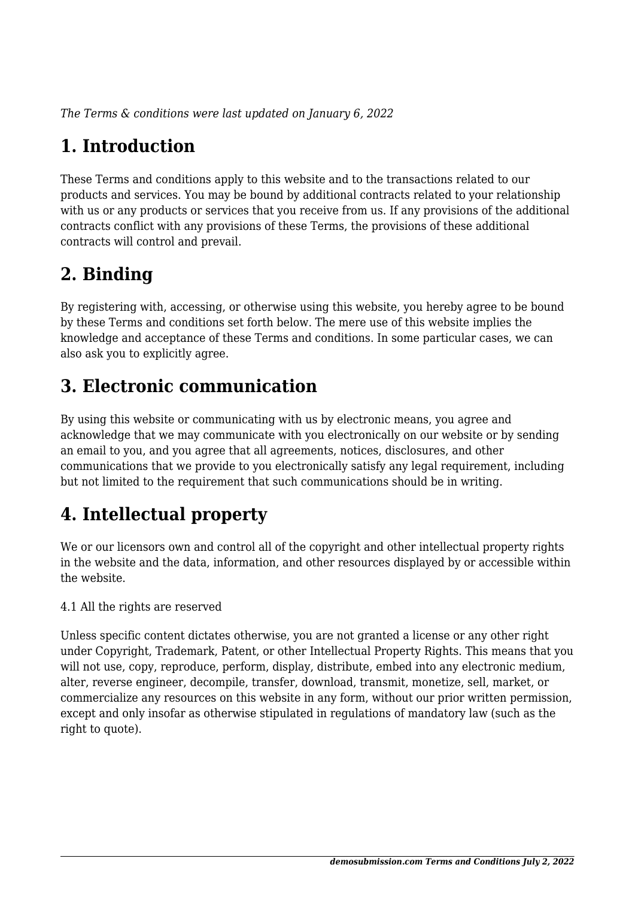*The Terms & conditions were last updated on January 6, 2022*

# 1. Introduction

These Terms and conditions apply to this website and to the transactions related to our products and services. You may be bound by additional contracts related to your relationship with us or any products or services that you receive from us. If any provisions of the additional contracts conflict with any provisions of these Terms, the provisions of these additional contracts will control and prevail.

# 2. Binding

By registering with, accessing, or otherwise using this website, you hereby agree to be bound by these Terms and conditions set forth below. The mere use of this website implies the knowledge and acceptance of these Terms and conditions. In some particular cases, we can also ask you to explicitly agree.

# 3. Electronic communication

By using this website or communicating with us by electronic means, you agree and acknowledge that we may communicate with you electronically on our website or by sending an email to you, and you agree that all agreements, notices, disclosures, and other communications that we provide to you electronically satisfy any legal requirement, including but not limited to the requirement that such communications should be in writing.

# 4. Intellectual property

We or our licensors own and control all of the copyright and other intellectual property rights in the website and the data, information, and other resources displayed by or accessible within the website.

4.1 All the rights are reserved

Unless specific content dictates otherwise, you are not granted a license or any other right under Copyright, Trademark, Patent, or other Intellectual Property Rights. This means that you will not use, copy, reproduce, perform, display, distribute, embed into any electronic medium, alter, reverse engineer, decompile, transfer, download, transmit, monetize, sell, market, or commercialize any resources on this website in any form, without our prior written permission, except and only insofar as otherwise stipulated in regulations of mandatory law (such as the right to quote).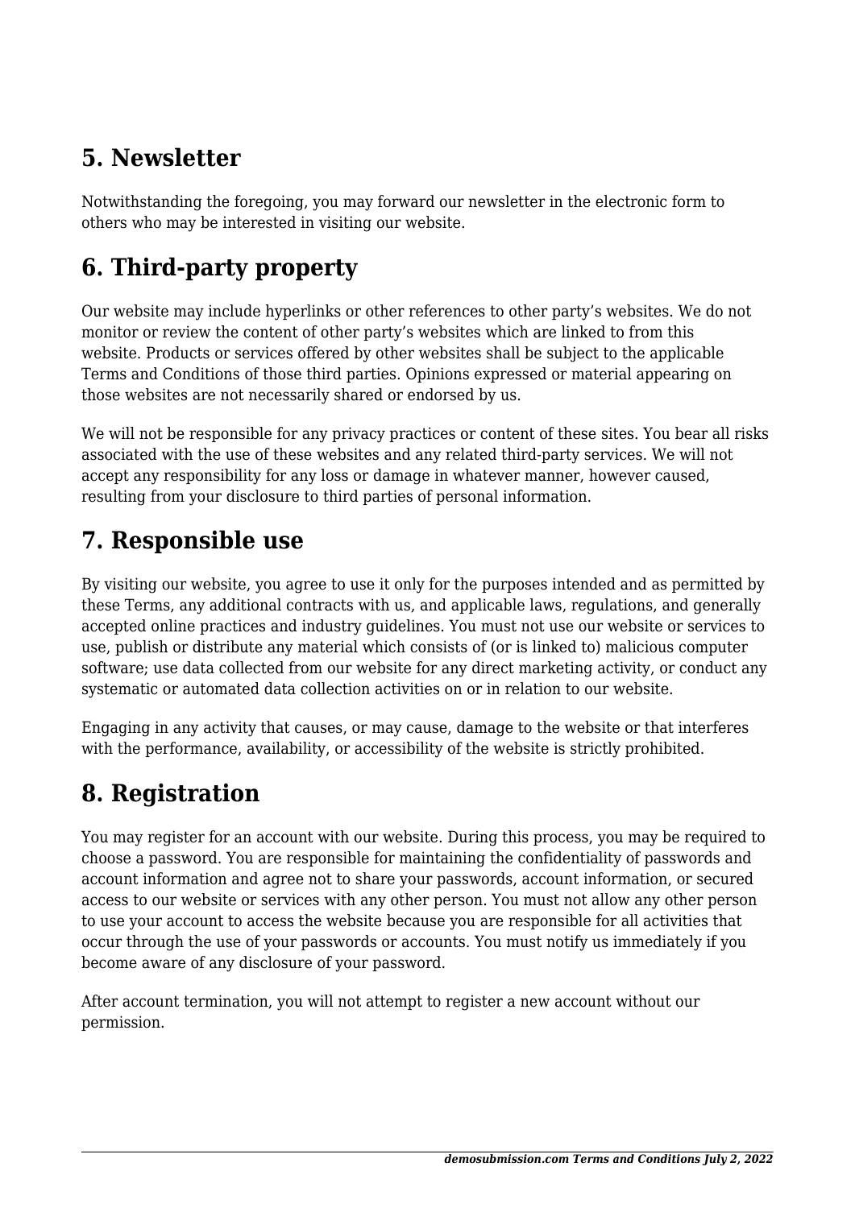## 5. Newsletter

Notwithstanding the foregoing, you may forward our newsletter in the electronic form to others who may be interested in visiting our website.

## 6. Third-party property

Our website may include hyperlinks or other references to other party's websites. We do not monitor or review the content of other party's websites which are linked to from this website. Products or services offered by other websites shall be subject to the applicable Terms and Conditions of those third parties. Opinions expressed or material appearing on those websites are not necessarily shared or endorsed by us.

We will not be responsible for any privacy practices or content of these sites. You bear all risks associated with the use of these websites and any related third-party services. We will not accept any responsibility for any loss or damage in whatever manner, however caused, resulting from your disclosure to third parties of personal information.

## 7. Responsible use

By visiting our website, you agree to use it only for the purposes intended and as permitted by these Terms, any additional contracts with us, and applicable laws, regulations, and generally accepted online practices and industry guidelines. You must not use our website or services to use, publish or distribute any material which consists of (or is linked to) malicious computer software; use data collected from our website for any direct marketing activity, or conduct any systematic or automated data collection activities on or in relation to our website.

Engaging in any activity that causes, or may cause, damage to the website or that interferes with the performance, availability, or accessibility of the website is strictly prohibited.

## 8. Registration

You may register for an account with our website. During this process, you may be required to choose a password. You are responsible for maintaining the confidentiality of passwords and account information and agree not to share your passwords, account information, or secured access to our website or services with any other person. You must not allow any other person to use your account to access the website because you are responsible for all activities that occur through the use of your passwords or accounts. You must notify us immediately if you become aware of any disclosure of your password.

After account termination, you will not attempt to register a new account without our permission.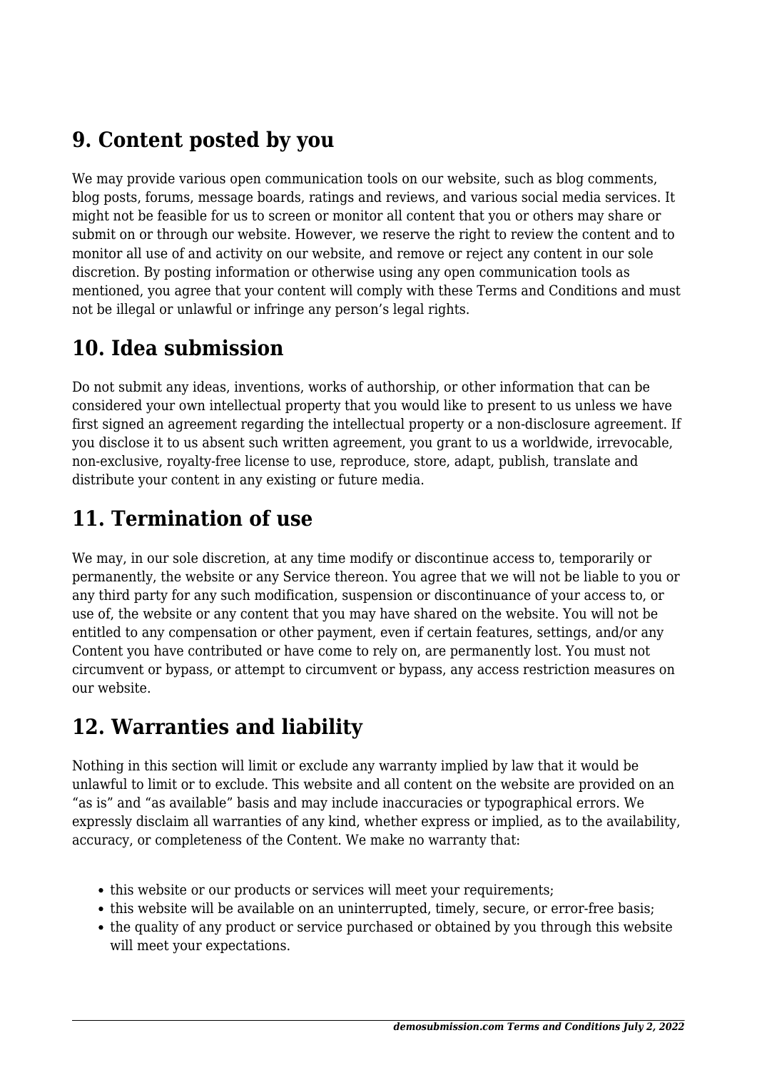## 9. Content posted by you

We may provide various open communication tools on our website, such as blog comments, blog posts, forums, message boards, ratings and reviews, and various social media services. It might not be feasible for us to screen or monitor all content that you or others may share or submit on or through our website. However, we reserve the right to review the content and to monitor all use of and activity on our website, and remove or reject any content in our sole discretion. By posting information or otherwise using any open communication tools as mentioned, you agree that your content will comply with these Terms and Conditions and must not be illegal or unlawful or infringe any person's legal rights.

## 10. Idea submission

Do not submit any ideas, inventions, works of authorship, or other information that can be considered your own intellectual property that you would like to present to us unless we have first signed an agreement regarding the intellectual property or a non-disclosure agreement. If you disclose it to us absent such written agreement, you grant to us a worldwide, irrevocable, non-exclusive, royalty-free license to use, reproduce, store, adapt, publish, translate and distribute your content in any existing or future media.

## 11. Termination of use

We may, in our sole discretion, at any time modify or discontinue access to, temporarily or permanently, the website or any Service thereon. You agree that we will not be liable to you or any third party for any such modification, suspension or discontinuance of your access to, or use of, the website or any content that you may have shared on the website. You will not be entitled to any compensation or other payment, even if certain features, settings, and/or any Content you have contributed or have come to rely on, are permanently lost. You must not circumvent or bypass, or attempt to circumvent or bypass, any access restriction measures on our website.

## 12. Warranties and liability

Nothing in this section will limit or exclude any warranty implied by law that it would be unlawful to limit or to exclude. This website and all content on the website are provided on an "as is" and "as available" basis and may include inaccuracies or typographical errors. We expressly disclaim all warranties of any kind, whether express or implied, as to the availability, accuracy, or completeness of the Content. We make no warranty that:

- this website or our products or services will meet your requirements;
- this website will be available on an uninterrupted, timely, secure, or error-free basis;
- the quality of any product or service purchased or obtained by you through this website will meet your expectations.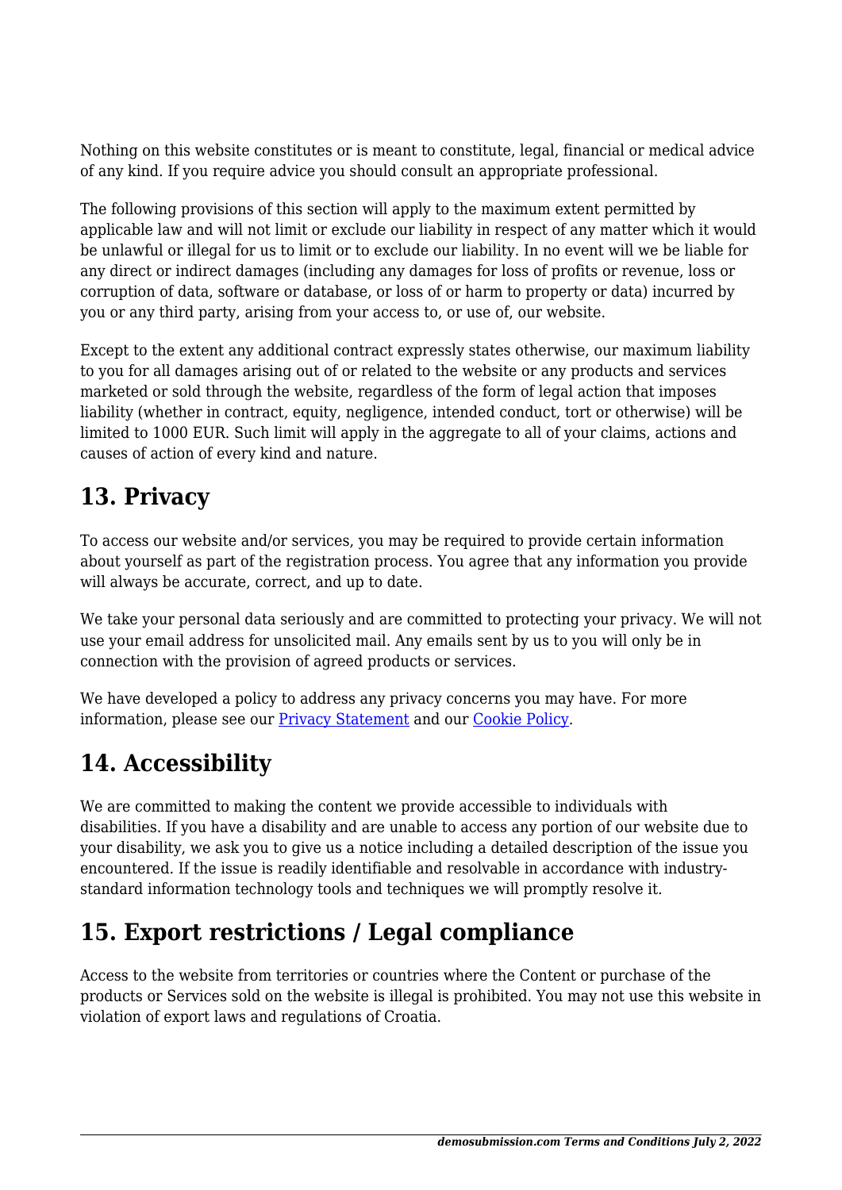Nothing on this website constitutes or is meant to constitute, legal, financial or medical advice of any kind. If you require advice you should consult an appropriate professional.

The following provisions of this section will apply to the maximum extent permitted by applicable law and will not limit or exclude our liability in respect of any matter which it would be unlawful or illegal for us to limit or to exclude our liability. In no event will we be liable for any direct or indirect damages (including any damages for loss of profits or revenue, loss or corruption of data, software or database, or loss of or harm to property or data) incurred by you or any third party, arising from your access to, or use of, our website.

Except to the extent any additional contract expressly states otherwise, our maximum liability to you for all damages arising out of or related to the website or any products and services marketed or sold through the website, regardless of the form of legal action that imposes liability (whether in contract, equity, negligence, intended conduct, tort or otherwise) will be limited to 1000 EUR. Such limit will apply in the aggregate to all of your claims, actions and causes of action of every kind and nature.

## 13. Privacy

To access our website and/or services, you may be required to provide certain information about yourself as part of the registration process. You agree that any information you provide will always be accurate, correct, and up to date.

We take your personal data seriously and are committed to protecting your privacy. We will not use your email address for unsolicited mail. Any emails sent by us to you will only be in connection with the provision of agreed products or services.

We have developed a policy to address any privacy concerns you may have. For more information, please see our [Privacy Statement] and our [Cookie Policy].

## 14. Accessibility

We are committed to making the content we provide accessible to individuals with disabilities. If you have a disability and are unable to access any portion of our website due to your disability, we ask you to give us a notice including a detailed description of the issue you encountered. If the issue is readily identifiable and resolvable in accordance with industry-standard information technology tools and techniques we will promptly resolve it.

## 15. Export restrictions / Legal compliance

Access to the website from territories or countries where the Content or purchase of the products or Services sold on the website is illegal is prohibited. You may not use this website in violation of export laws and regulations of Croatia.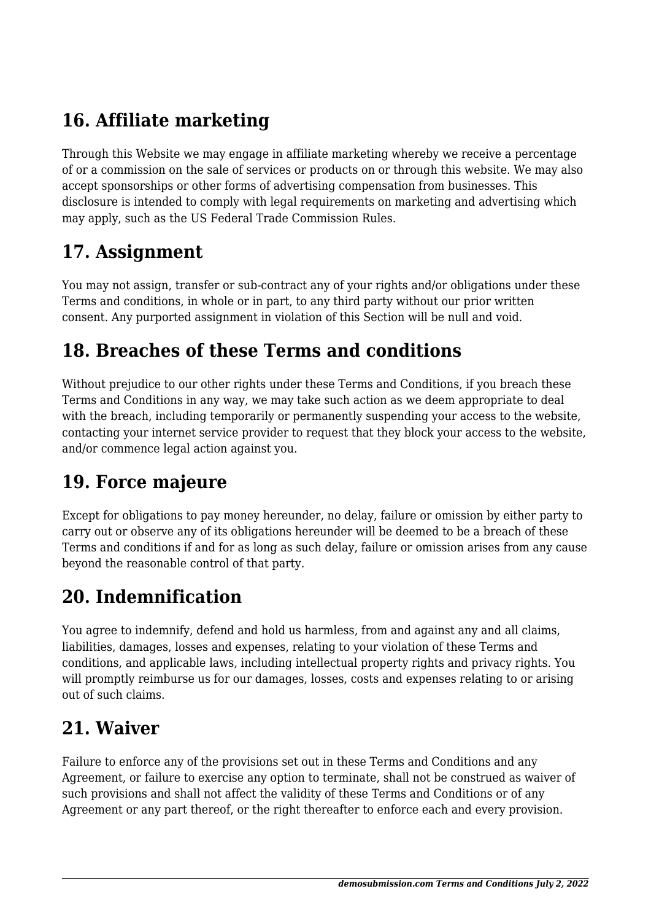## 16. Affiliate marketing

Through this Website we may engage in affiliate marketing whereby we receive a percentage of or a commission on the sale of services or products on or through this website. We may also accept sponsorships or other forms of advertising compensation from businesses. This disclosure is intended to comply with legal requirements on marketing and advertising which may apply, such as the US Federal Trade Commission Rules.

## 17. Assignment

You may not assign, transfer or sub-contract any of your rights and/or obligations under these Terms and conditions, in whole or in part, to any third party without our prior written consent. Any purported assignment in violation of this Section will be null and void.

## 18. Breaches of these Terms and conditions

Without prejudice to our other rights under these Terms and Conditions, if you breach these Terms and Conditions in any way, we may take such action as we deem appropriate to deal with the breach, including temporarily or permanently suspending your access to the website, contacting your internet service provider to request that they block your access to the website, and/or commence legal action against you.

## 19. Force majeure

Except for obligations to pay money hereunder, no delay, failure or omission by either party to carry out or observe any of its obligations hereunder will be deemed to be a breach of these Terms and conditions if and for as long as such delay, failure or omission arises from any cause beyond the reasonable control of that party.

## 20. Indemnification

You agree to indemnify, defend and hold us harmless, from and against any and all claims, liabilities, damages, losses and expenses, relating to your violation of these Terms and conditions, and applicable laws, including intellectual property rights and privacy rights. You will promptly reimburse us for our damages, losses, costs and expenses relating to or arising out of such claims.

## 21. Waiver

Failure to enforce any of the provisions set out in these Terms and Conditions and any Agreement, or failure to exercise any option to terminate, shall not be construed as waiver of such provisions and shall not affect the validity of these Terms and Conditions or of any Agreement or any part thereof, or the right thereafter to enforce each and every provision.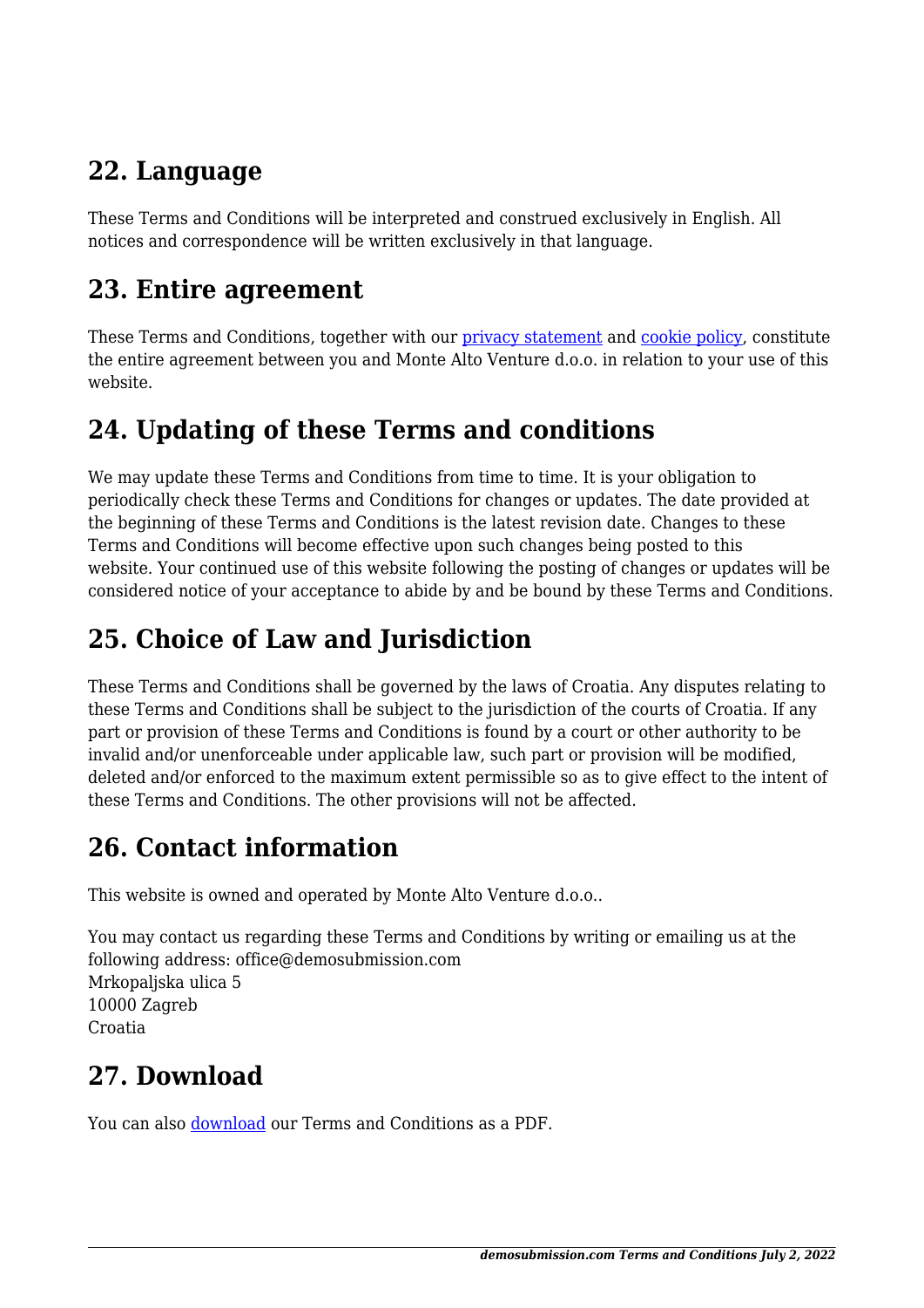## 22. Language

These Terms and Conditions will be interpreted and construed exclusively in English. All notices and correspondence will be written exclusively in that language.

## 23. Entire agreement

These Terms and Conditions, together with our privacy statement and cookie policy, constitute the entire agreement between you and Monte Alto Venture d.o.o. in relation to your use of this website.

## 24. Updating of these Terms and conditions

We may update these Terms and Conditions from time to time. It is your obligation to periodically check these Terms and Conditions for changes or updates. The date provided at the beginning of these Terms and Conditions is the latest revision date. Changes to these Terms and Conditions will become effective upon such changes being posted to this website. Your continued use of this website following the posting of changes or updates will be considered notice of your acceptance to abide by and be bound by these Terms and Conditions.

## 25. Choice of Law and Jurisdiction

These Terms and Conditions shall be governed by the laws of Croatia. Any disputes relating to these Terms and Conditions shall be subject to the jurisdiction of the courts of Croatia. If any part or provision of these Terms and Conditions is found by a court or other authority to be invalid and/or unenforceable under applicable law, such part or provision will be modified, deleted and/or enforced to the maximum extent permissible so as to give effect to the intent of these Terms and Conditions. The other provisions will not be affected.

## 26. Contact information

This website is owned and operated by Monte Alto Venture d.o.o..

You may contact us regarding these Terms and Conditions by writing or emailing us at the following address: office@demosubmission.com
Mrkopaljska ulica 5
10000 Zagreb
Croatia

## 27. Download

You can also download our Terms and Conditions as a PDF.